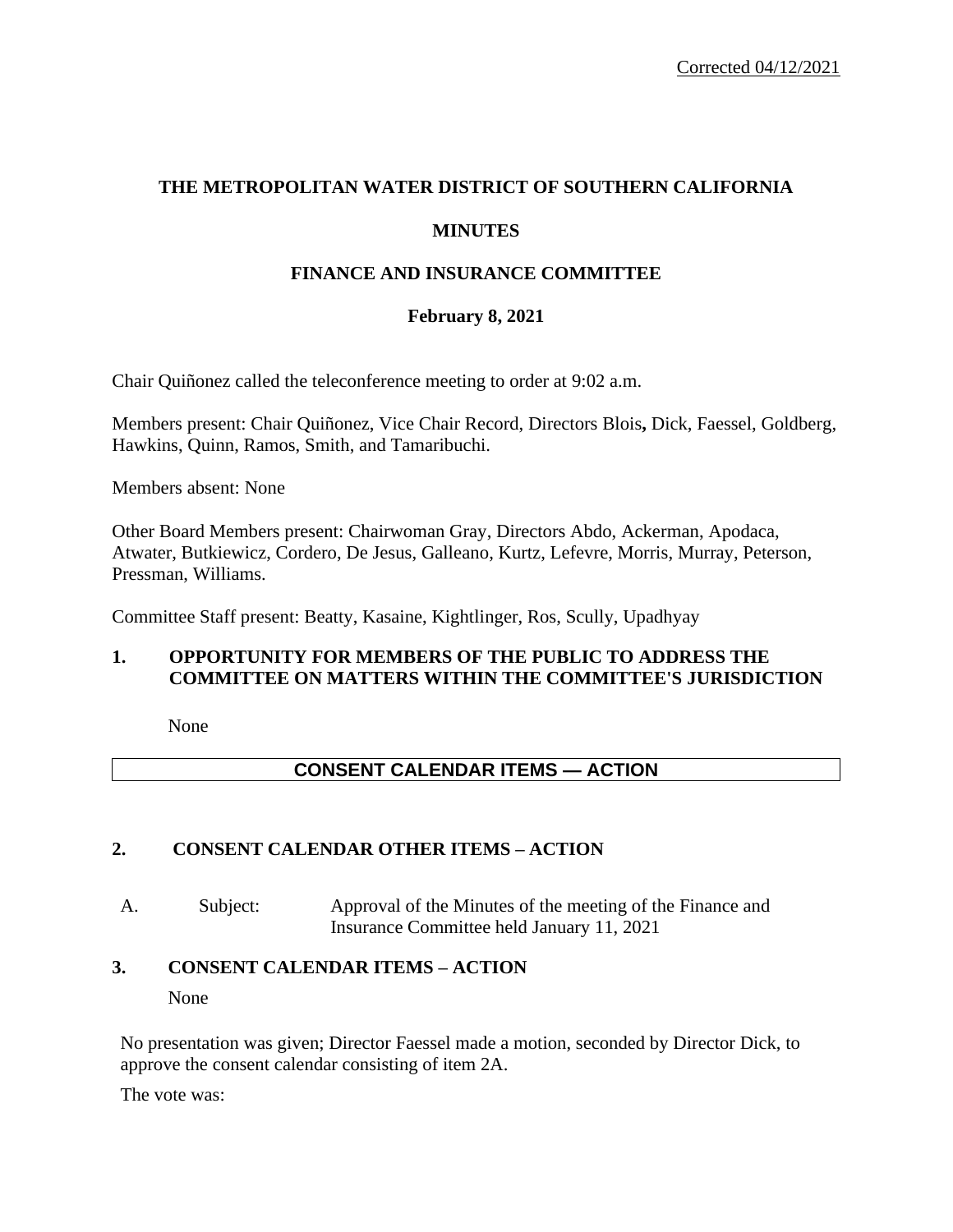Corrected 04/12/2021

# THE METROPOLITAN WATER DISTRICT OF SOUTHERN CALIFORNIA

## MINUTES

## FINANCE AND INSURANCE COMMITTEE

### February 8, 2021

Chair Quiñonez called the teleconference meeting to order at 9:02 a.m.

Members present: Chair Quiñonez, Vice Chair Record, Directors Blois**,** Dick, Faessel, Goldberg, Hawkins, Quinn, Ramos, Smith, and Tamaribuchi.

Members absent: None

Other Board Members present: Chairwoman Gray, Directors Abdo, Ackerman, Apodaca, Atwater, Butkiewicz, Cordero, De Jesus, Galleano, Kurtz, Lefevre, Morris, Murray, Peterson, Pressman, Williams.

Committee Staff present: Beatty, Kasaine, Kightlinger, Ros, Scully, Upadhyay

**1. OPPORTUNITY FOR MEMBERS OF THE PUBLIC TO ADDRESS THE COMMITTEE ON MATTERS WITHIN THE COMMITTEE'S JURISDICTION**

None

**CONSENT CALENDAR ITEMS — ACTION**

**2. CONSENT CALENDAR OTHER ITEMS – ACTION**

A. Subject: Approval of the Minutes of the meeting of the Finance and Insurance Committee held January 11, 2021

**3. CONSENT CALENDAR ITEMS – ACTION**

None

No presentation was given; Director Faessel made a motion, seconded by Director Dick, to approve the consent calendar consisting of item 2A.

The vote was: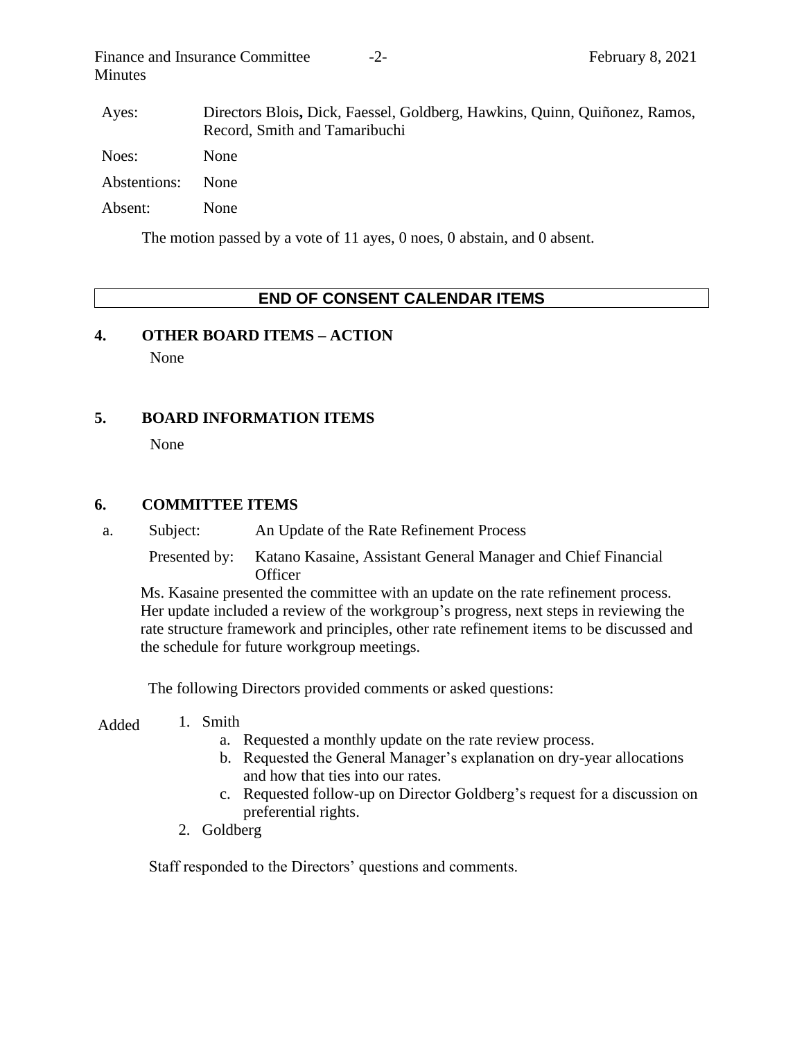| | |
|---|---|
| Ayes: | Directors Blois**,** Dick, Faessel, Goldberg, Hawkins, Quinn, Quiñonez, Ramos, Record, Smith and Tamaribuchi |
| Noes: | None |
| Abstentions: | None |
| Absent: | None |

The motion passed by a vote of 11 ayes, 0 noes, 0 abstain, and 0 absent.

**END OF CONSENT CALENDAR ITEMS**

## 4. OTHER BOARD ITEMS – ACTION

None

## 5. BOARD INFORMATION ITEMS

None

## 6. COMMITTEE ITEMS

a. Subject: An Update of the Rate Refinement Process

Presented by: Katano Kasaine, Assistant General Manager and Chief Financial Officer

Ms. Kasaine presented the committee with an update on the rate refinement process. Her update included a review of the workgroup's progress, next steps in reviewing the rate structure framework and principles, other rate refinement items to be discussed and the schedule for future workgroup meetings.

The following Directors provided comments or asked questions:

Added

1. Smith
   a. Requested a monthly update on the rate review process.
   b. Requested the General Manager's explanation on dry-year allocations and how that ties into our rates.
   c. Requested follow-up on Director Goldberg's request for a discussion on preferential rights.
2. Goldberg

Staff responded to the Directors' questions and comments.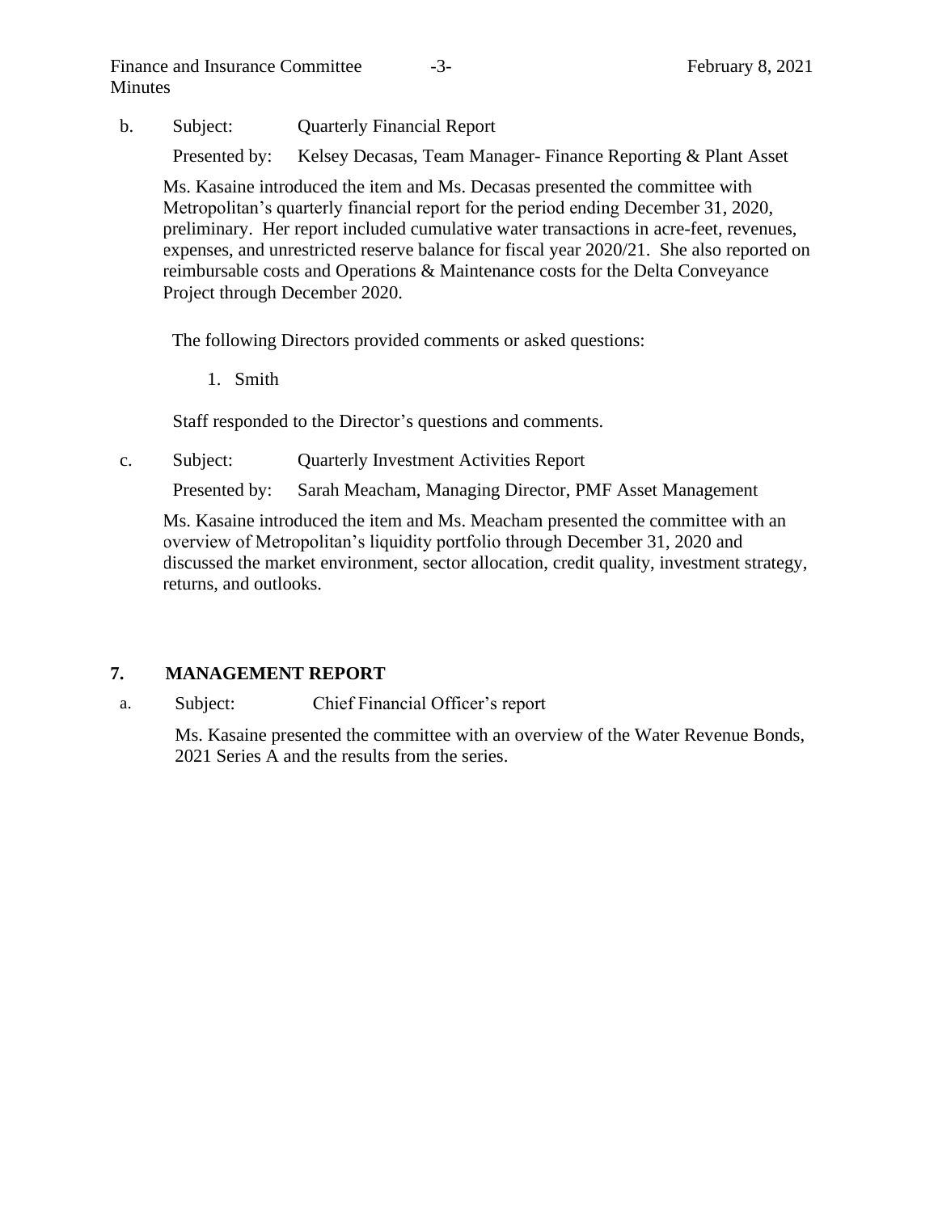b. Subject: Quarterly Financial Report

Presented by: Kelsey Decasas, Team Manager- Finance Reporting & Plant Asset

Ms. Kasaine introduced the item and Ms. Decasas presented the committee with Metropolitan's quarterly financial report for the period ending December 31, 2020, preliminary. Her report included cumulative water transactions in acre-feet, revenues, expenses, and unrestricted reserve balance for fiscal year 2020/21. She also reported on reimbursable costs and Operations & Maintenance costs for the Delta Conveyance Project through December 2020.

The following Directors provided comments or asked questions:

1. Smith

Staff responded to the Director's questions and comments.

c. Subject: Quarterly Investment Activities Report

Presented by: Sarah Meacham, Managing Director, PMF Asset Management

Ms. Kasaine introduced the item and Ms. Meacham presented the committee with an overview of Metropolitan's liquidity portfolio through December 31, 2020 and discussed the market environment, sector allocation, credit quality, investment strategy, returns, and outlooks.

## 7. MANAGEMENT REPORT

a. Subject: Chief Financial Officer's report

Ms. Kasaine presented the committee with an overview of the Water Revenue Bonds, 2021 Series A and the results from the series.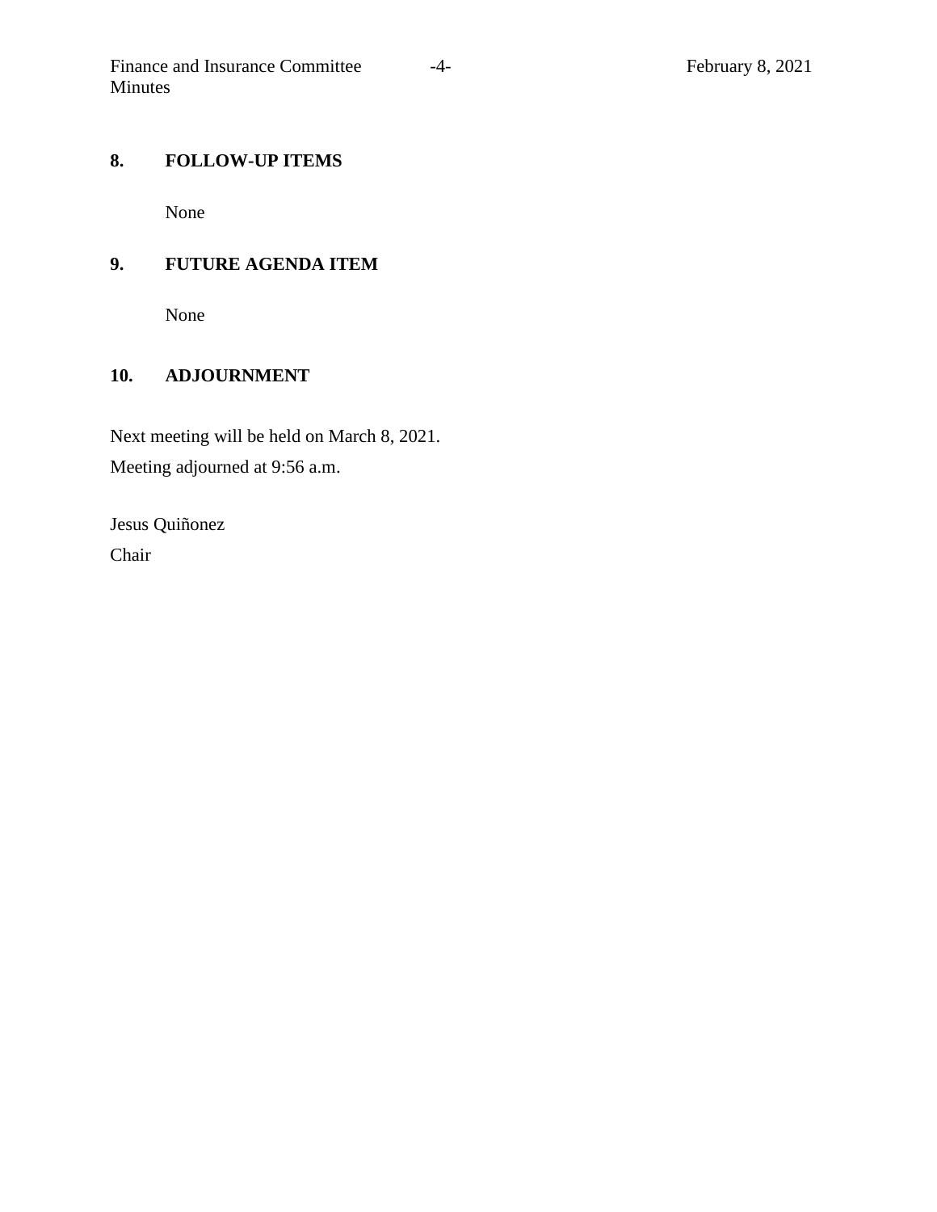## 8. FOLLOW-UP ITEMS

None

## 9. FUTURE AGENDA ITEM

None

## 10. ADJOURNMENT

Next meeting will be held on March 8, 2021.

Meeting adjourned at 9:56 a.m.

Jesus Quiñonez
Chair